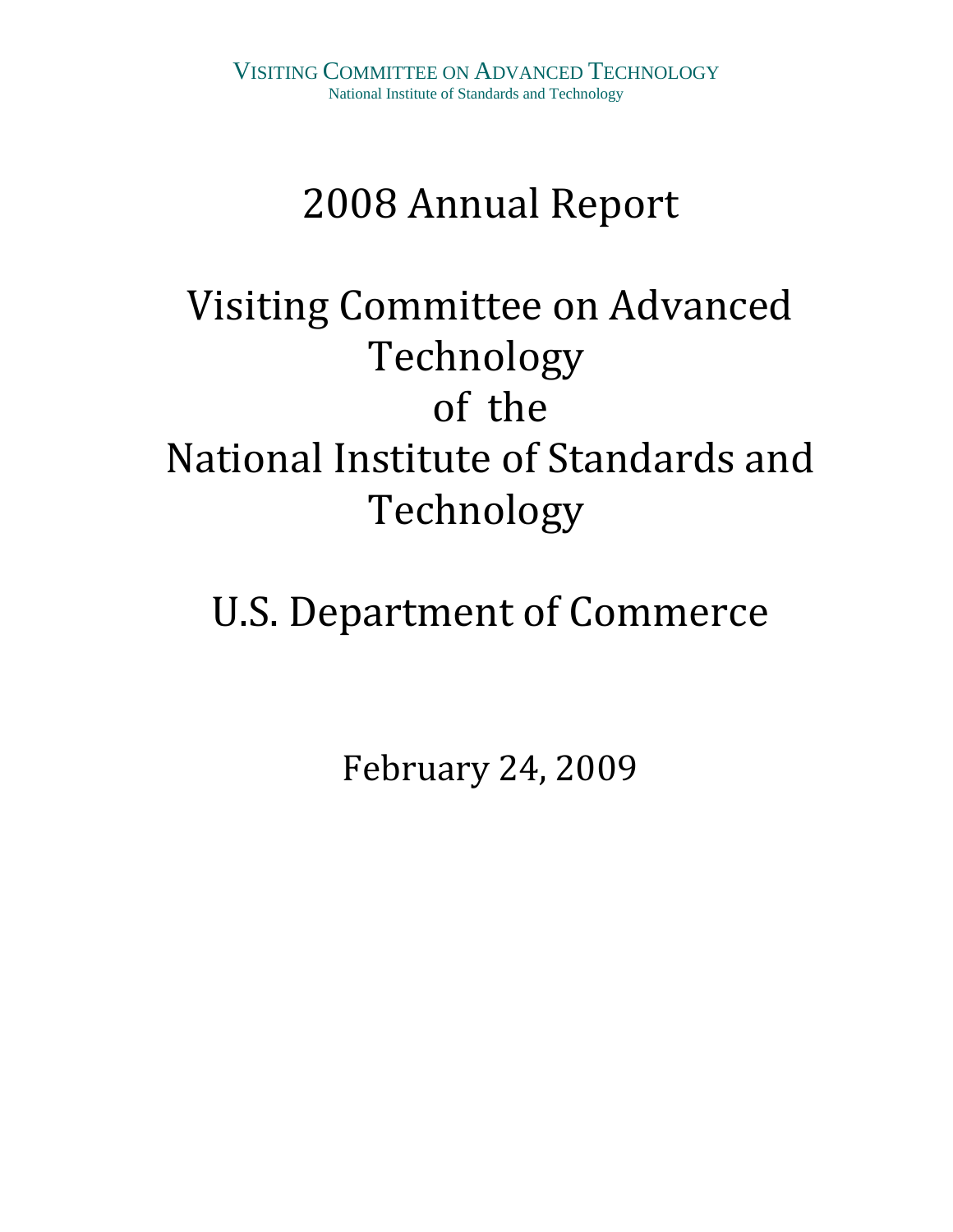VISITING COMMITTEE ON ADVANCED TECHNOLOGY
National Institute of Standards and Technology

# 2008 Annual Report

# Visiting Committee on Advanced Technology of the National Institute of Standards and Technology

# U.S. Department of Commerce

February 24, 2009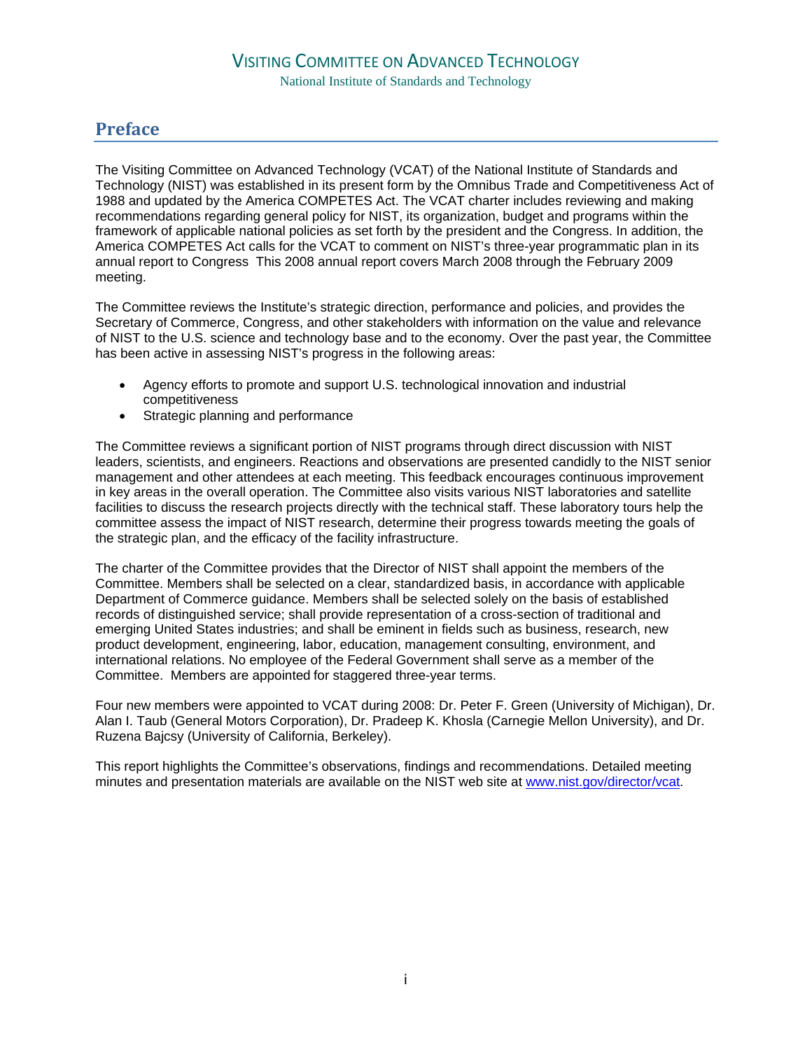## Preface

The Visiting Committee on Advanced Technology (VCAT) of the National Institute of Standards and Technology (NIST) was established in its present form by the Omnibus Trade and Competitiveness Act of 1988 and updated by the America COMPETES Act. The VCAT charter includes reviewing and making recommendations regarding general policy for NIST, its organization, budget and programs within the framework of applicable national policies as set forth by the president and the Congress. In addition, the America COMPETES Act calls for the VCAT to comment on NIST's three-year programmatic plan in its annual report to Congress This 2008 annual report covers March 2008 through the February 2009 meeting.

The Committee reviews the Institute's strategic direction, performance and policies, and provides the Secretary of Commerce, Congress, and other stakeholders with information on the value and relevance of NIST to the U.S. science and technology base and to the economy. Over the past year, the Committee has been active in assessing NIST's progress in the following areas:

- Agency efforts to promote and support U.S. technological innovation and industrial competitiveness
- Strategic planning and performance

The Committee reviews a significant portion of NIST programs through direct discussion with NIST leaders, scientists, and engineers. Reactions and observations are presented candidly to the NIST senior management and other attendees at each meeting. This feedback encourages continuous improvement in key areas in the overall operation. The Committee also visits various NIST laboratories and satellite facilities to discuss the research projects directly with the technical staff. These laboratory tours help the committee assess the impact of NIST research, determine their progress towards meeting the goals of the strategic plan, and the efficacy of the facility infrastructure.

The charter of the Committee provides that the Director of NIST shall appoint the members of the Committee. Members shall be selected on a clear, standardized basis, in accordance with applicable Department of Commerce guidance. Members shall be selected solely on the basis of established records of distinguished service; shall provide representation of a cross-section of traditional and emerging United States industries; and shall be eminent in fields such as business, research, new product development, engineering, labor, education, management consulting, environment, and international relations. No employee of the Federal Government shall serve as a member of the Committee. Members are appointed for staggered three-year terms.

Four new members were appointed to VCAT during 2008: Dr. Peter F. Green (University of Michigan), Dr. Alan I. Taub (General Motors Corporation), Dr. Pradeep K. Khosla (Carnegie Mellon University), and Dr. Ruzena Bajcsy (University of California, Berkeley).

This report highlights the Committee's observations, findings and recommendations. Detailed meeting minutes and presentation materials are available on the NIST web site at www.nist.gov/director/vcat.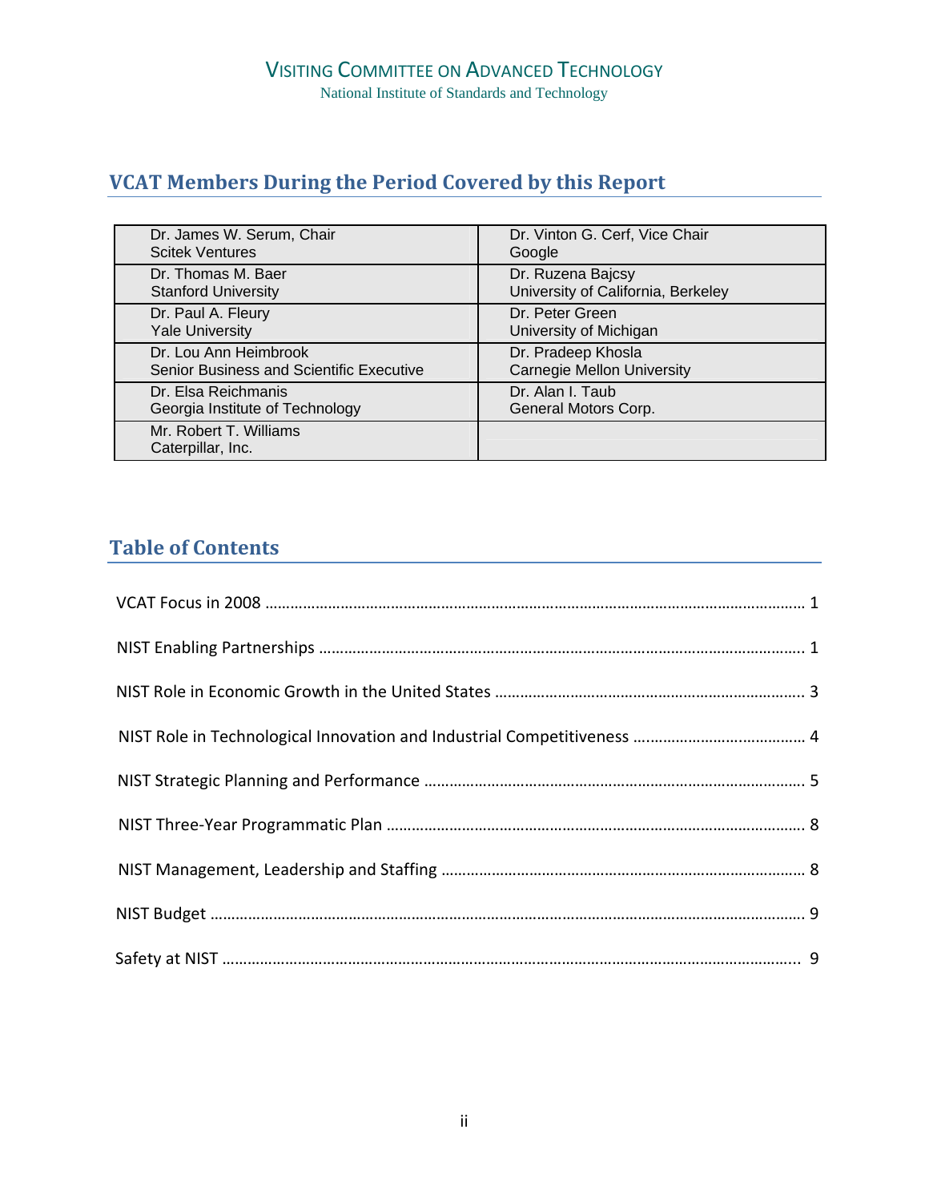VISITING COMMITTEE ON ADVANCED TECHNOLOGY
National Institute of Standards and Technology

## VCAT Members During the Period Covered by this Report

| | |
|---|---|
| Dr. James W. Serum, Chair<br>Scitek Ventures | Dr. Vinton G. Cerf, Vice Chair<br>Google |
| Dr. Thomas M. Baer<br>Stanford University | Dr. Ruzena Bajcsy<br>University of California, Berkeley |
| Dr. Paul A. Fleury<br>Yale University | Dr. Peter Green<br>University of Michigan |
| Dr. Lou Ann Heimbrook<br>Senior Business and Scientific Executive | Dr. Pradeep Khosla<br>Carnegie Mellon University |
| Dr. Elsa Reichmanis<br>Georgia Institute of Technology | Dr. Alan I. Taub<br>General Motors Corp. |
| Mr. Robert T. Williams<br>Caterpillar, Inc. | |

## Table of Contents

VCAT Focus in 2008 .......... 1

NIST Enabling Partnerships .......... 1

NIST Role in Economic Growth in the United States .......... 3

NIST Role in Technological Innovation and Industrial Competitiveness .......... 4

NIST Strategic Planning and Performance .......... 5

NIST Three-Year Programmatic Plan .......... 8

NIST Management, Leadership and Staffing .......... 8

NIST Budget .......... 9

Safety at NIST .......... 9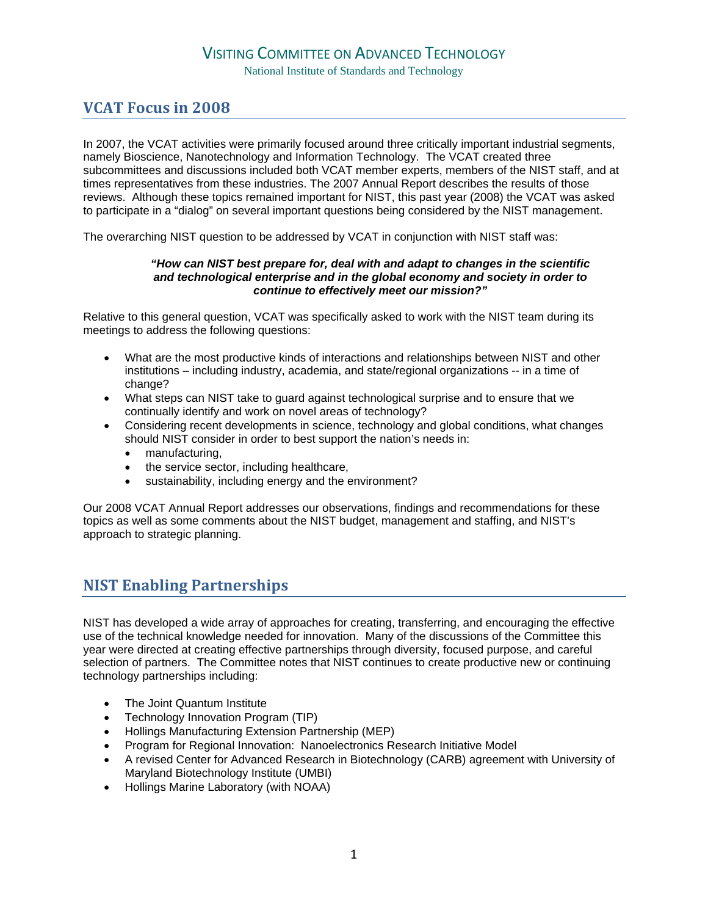## VCAT Focus in 2008

In 2007, the VCAT activities were primarily focused around three critically important industrial segments, namely Bioscience, Nanotechnology and Information Technology. The VCAT created three subcommittees and discussions included both VCAT member experts, members of the NIST staff, and at times representatives from these industries. The 2007 Annual Report describes the results of those reviews. Although these topics remained important for NIST, this past year (2008) the VCAT was asked to participate in a "dialog" on several important questions being considered by the NIST management.

The overarching NIST question to be addressed by VCAT in conjunction with NIST staff was:

> ***"How can NIST best prepare for, deal with and adapt to changes in the scientific and technological enterprise and in the global economy and society in order to continue to effectively meet our mission?"***

Relative to this general question, VCAT was specifically asked to work with the NIST team during its meetings to address the following questions:

- What are the most productive kinds of interactions and relationships between NIST and other institutions – including industry, academia, and state/regional organizations -- in a time of change?
- What steps can NIST take to guard against technological surprise and to ensure that we continually identify and work on novel areas of technology?
- Considering recent developments in science, technology and global conditions, what changes should NIST consider in order to best support the nation's needs in:
  - manufacturing,
  - the service sector, including healthcare,
  - sustainability, including energy and the environment?

Our 2008 VCAT Annual Report addresses our observations, findings and recommendations for these topics as well as some comments about the NIST budget, management and staffing, and NIST's approach to strategic planning.

## NIST Enabling Partnerships

NIST has developed a wide array of approaches for creating, transferring, and encouraging the effective use of the technical knowledge needed for innovation. Many of the discussions of the Committee this year were directed at creating effective partnerships through diversity, focused purpose, and careful selection of partners. The Committee notes that NIST continues to create productive new or continuing technology partnerships including:

- The Joint Quantum Institute
- Technology Innovation Program (TIP)
- Hollings Manufacturing Extension Partnership (MEP)
- Program for Regional Innovation: Nanoelectronics Research Initiative Model
- A revised Center for Advanced Research in Biotechnology (CARB) agreement with University of Maryland Biotechnology Institute (UMBI)
- Hollings Marine Laboratory (with NOAA)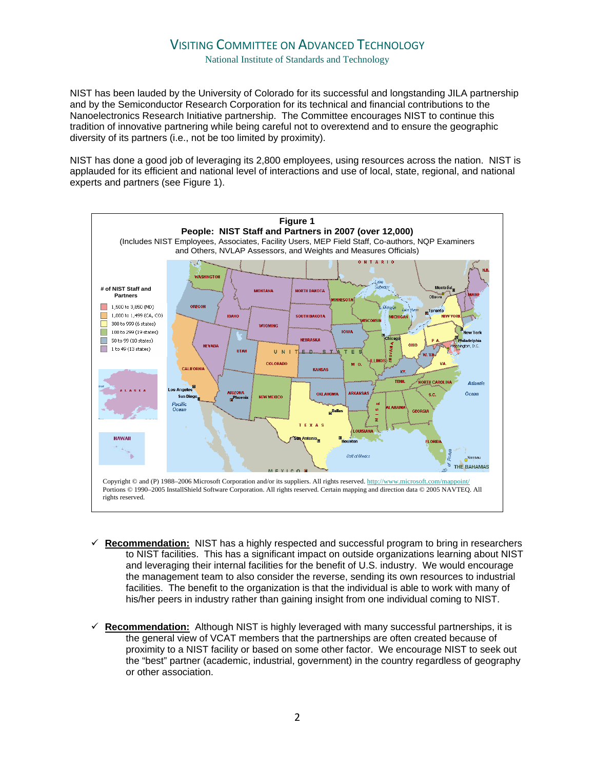NIST has been lauded by the University of Colorado for its successful and longstanding JILA partnership and by the Semiconductor Research Corporation for its technical and financial contributions to the Nanoelectronics Research Initiative partnership. The Committee encourages NIST to continue this tradition of innovative partnering while being careful not to overextend and to ensure the geographic diversity of its partners (i.e., not be too limited by proximity).

NIST has done a good job of leveraging its 2,800 employees, using resources across the nation. NIST is applauded for its efficient and national level of interactions and use of local, state, regional, and national experts and partners (see Figure 1).

**Figure 1**
**People: NIST Staff and Partners in 2007 (over 12,000)**
(Includes NIST Employees, Associates, Facility Users, MEP Field Staff, Co-authors, NQP Examiners and Others, NVLAP Assessors, and Weights and Measures Officials)

\# of NIST Staff and Partners
1,500 to 3,850 (MD)
1,000 to 1,499 (CA, CO)
300 to 999 (6 states)
100 to 299 (19 states)
50 to 99 (10 states)
1 to 49 (13 states)

Copyright © and (P) 1988–2006 Microsoft Corporation and/or its suppliers. All rights reserved. http://www.microsoft.com/mappoint/
Portions © 1990–2005 InstallShield Software Corporation. All rights reserved. Certain mapping and direction data © 2005 NAVTEQ. All rights reserved.

- ✓ **Recommendation:** NIST has a highly respected and successful program to bring in researchers to NIST facilities. This has a significant impact on outside organizations learning about NIST and leveraging their internal facilities for the benefit of U.S. industry. We would encourage the management team to also consider the reverse, sending its own resources to industrial facilities. The benefit to the organization is that the individual is able to work with many of his/her peers in industry rather than gaining insight from one individual coming to NIST.

- ✓ **Recommendation:** Although NIST is highly leveraged with many successful partnerships, it is the general view of VCAT members that the partnerships are often created because of proximity to a NIST facility or based on some other factor. We encourage NIST to seek out the "best" partner (academic, industrial, government) in the country regardless of geography or other association.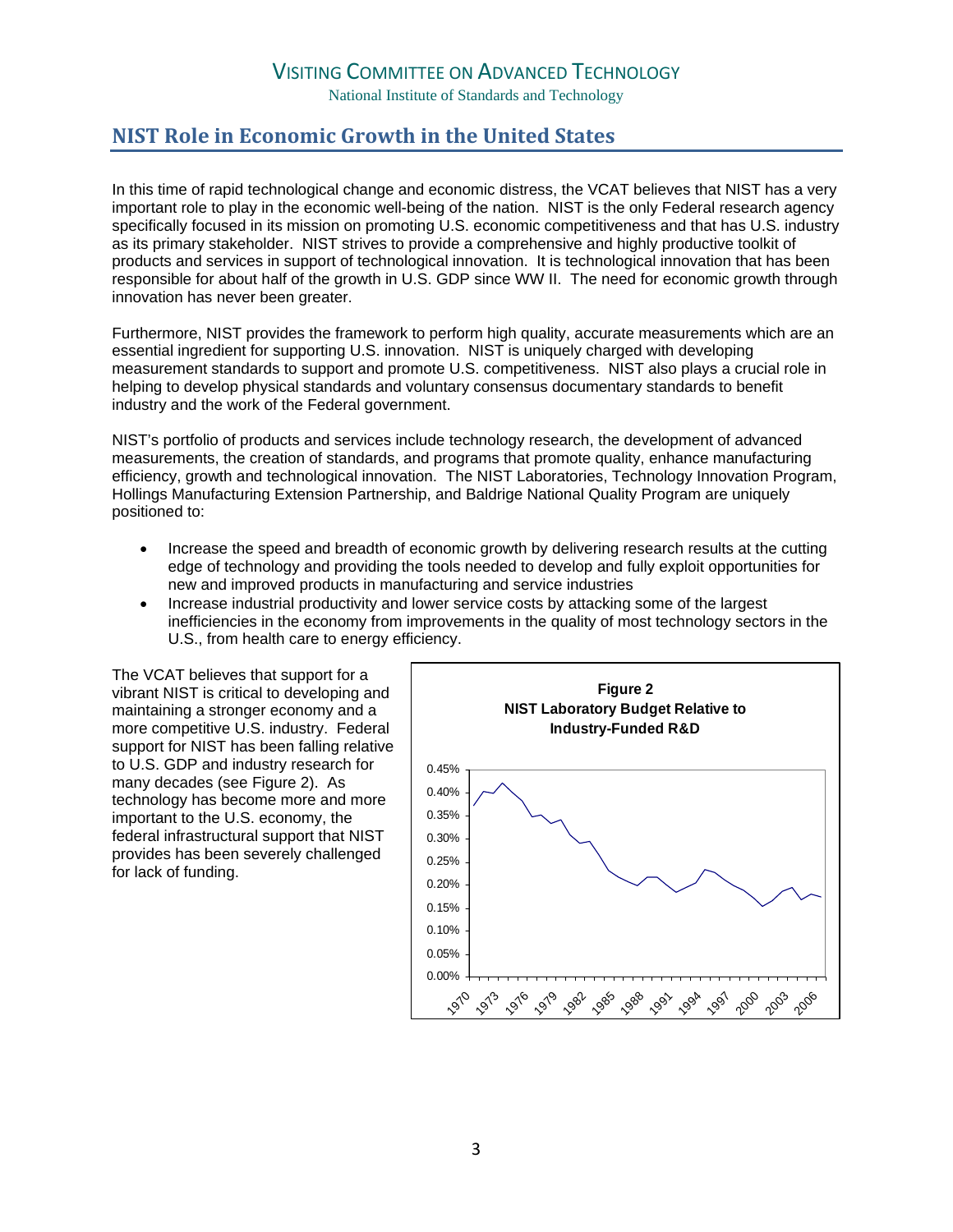## NIST Role in Economic Growth in the United States

In this time of rapid technological change and economic distress, the VCAT believes that NIST has a very important role to play in the economic well-being of the nation. NIST is the only Federal research agency specifically focused in its mission on promoting U.S. economic competitiveness and that has U.S. industry as its primary stakeholder. NIST strives to provide a comprehensive and highly productive toolkit of products and services in support of technological innovation. It is technological innovation that has been responsible for about half of the growth in U.S. GDP since WW II. The need for economic growth through innovation has never been greater.

Furthermore, NIST provides the framework to perform high quality, accurate measurements which are an essential ingredient for supporting U.S. innovation. NIST is uniquely charged with developing measurement standards to support and promote U.S. competitiveness. NIST also plays a crucial role in helping to develop physical standards and voluntary consensus documentary standards to benefit industry and the work of the Federal government.

NIST's portfolio of products and services include technology research, the development of advanced measurements, the creation of standards, and programs that promote quality, enhance manufacturing efficiency, growth and technological innovation. The NIST Laboratories, Technology Innovation Program, Hollings Manufacturing Extension Partnership, and Baldrige National Quality Program are uniquely positioned to:

- Increase the speed and breadth of economic growth by delivering research results at the cutting edge of technology and providing the tools needed to develop and fully exploit opportunities for new and improved products in manufacturing and service industries
- Increase industrial productivity and lower service costs by attacking some of the largest inefficiencies in the economy from improvements in the quality of most technology sectors in the U.S., from health care to energy efficiency.

The VCAT believes that support for a vibrant NIST is critical to developing and maintaining a stronger economy and a more competitive U.S. industry. Federal support for NIST has been falling relative to U.S. GDP and industry research for many decades (see Figure 2). As technology has become more and more important to the U.S. economy, the federal infrastructural support that NIST provides has been severely challenged for lack of funding.

**Figure 2**
**NIST Laboratory Budget Relative to Industry-Funded R&D**

0.45%
0.40%
0.35%
0.30%
0.25%
0.20%
0.15%
0.10%
0.05%
0.00%

1970 1973 1976 1979 1982 1985 1988 1991 1994 1997 2000 2003 2006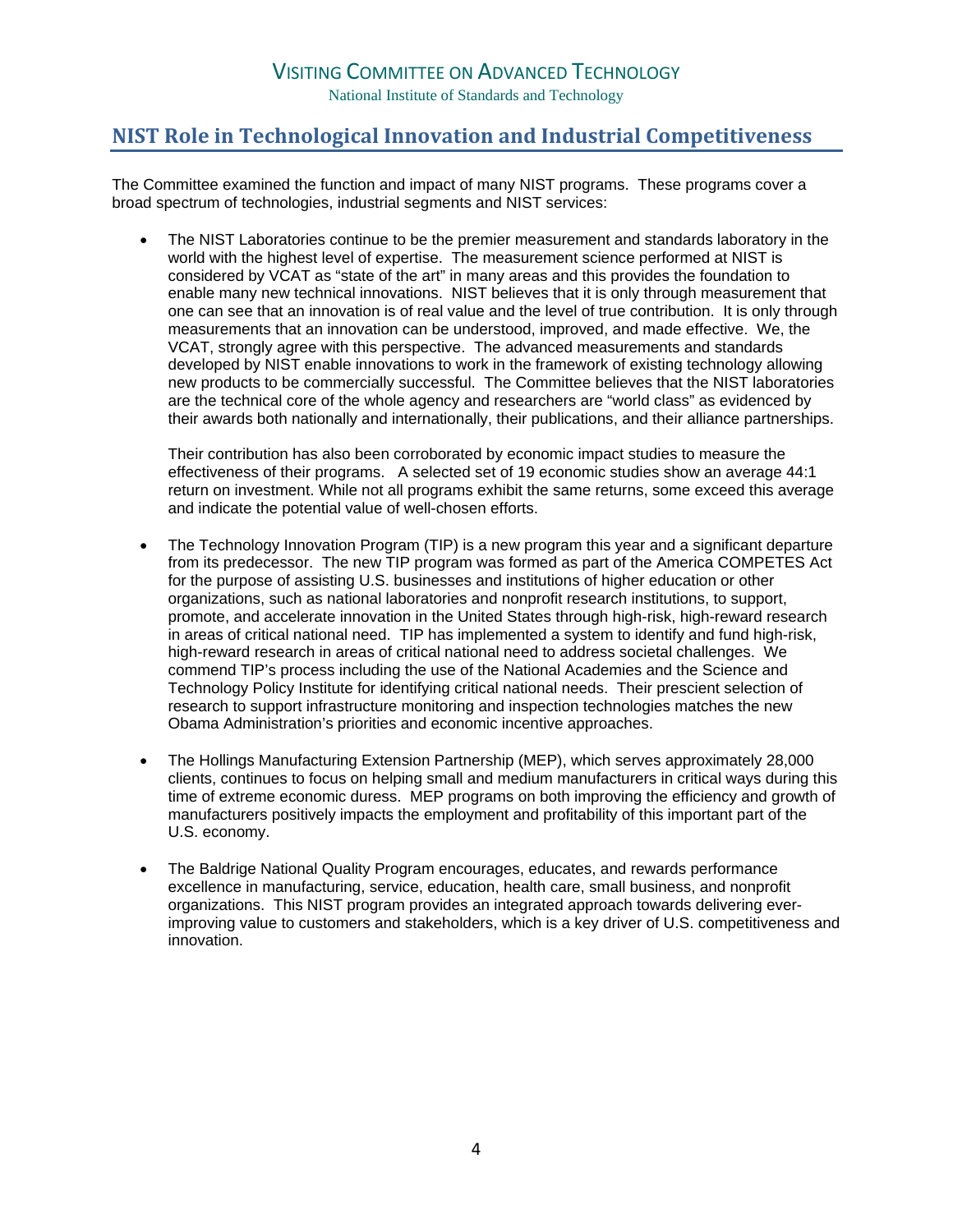## NIST Role in Technological Innovation and Industrial Competitiveness

The Committee examined the function and impact of many NIST programs. These programs cover a broad spectrum of technologies, industrial segments and NIST services:

- The NIST Laboratories continue to be the premier measurement and standards laboratory in the world with the highest level of expertise. The measurement science performed at NIST is considered by VCAT as "state of the art" in many areas and this provides the foundation to enable many new technical innovations. NIST believes that it is only through measurement that one can see that an innovation is of real value and the level of true contribution. It is only through measurements that an innovation can be understood, improved, and made effective. We, the VCAT, strongly agree with this perspective. The advanced measurements and standards developed by NIST enable innovations to work in the framework of existing technology allowing new products to be commercially successful. The Committee believes that the NIST laboratories are the technical core of the whole agency and researchers are "world class" as evidenced by their awards both nationally and internationally, their publications, and their alliance partnerships.

  Their contribution has also been corroborated by economic impact studies to measure the effectiveness of their programs. A selected set of 19 economic studies show an average 44:1 return on investment. While not all programs exhibit the same returns, some exceed this average and indicate the potential value of well-chosen efforts.

- The Technology Innovation Program (TIP) is a new program this year and a significant departure from its predecessor. The new TIP program was formed as part of the America COMPETES Act for the purpose of assisting U.S. businesses and institutions of higher education or other organizations, such as national laboratories and nonprofit research institutions, to support, promote, and accelerate innovation in the United States through high-risk, high-reward research in areas of critical national need. TIP has implemented a system to identify and fund high-risk, high-reward research in areas of critical national need to address societal challenges. We commend TIP's process including the use of the National Academies and the Science and Technology Policy Institute for identifying critical national needs. Their prescient selection of research to support infrastructure monitoring and inspection technologies matches the new Obama Administration's priorities and economic incentive approaches.

- The Hollings Manufacturing Extension Partnership (MEP), which serves approximately 28,000 clients, continues to focus on helping small and medium manufacturers in critical ways during this time of extreme economic duress. MEP programs on both improving the efficiency and growth of manufacturers positively impacts the employment and profitability of this important part of the U.S. economy.

- The Baldrige National Quality Program encourages, educates, and rewards performance excellence in manufacturing, service, education, health care, small business, and nonprofit organizations. This NIST program provides an integrated approach towards delivering ever-improving value to customers and stakeholders, which is a key driver of U.S. competitiveness and innovation.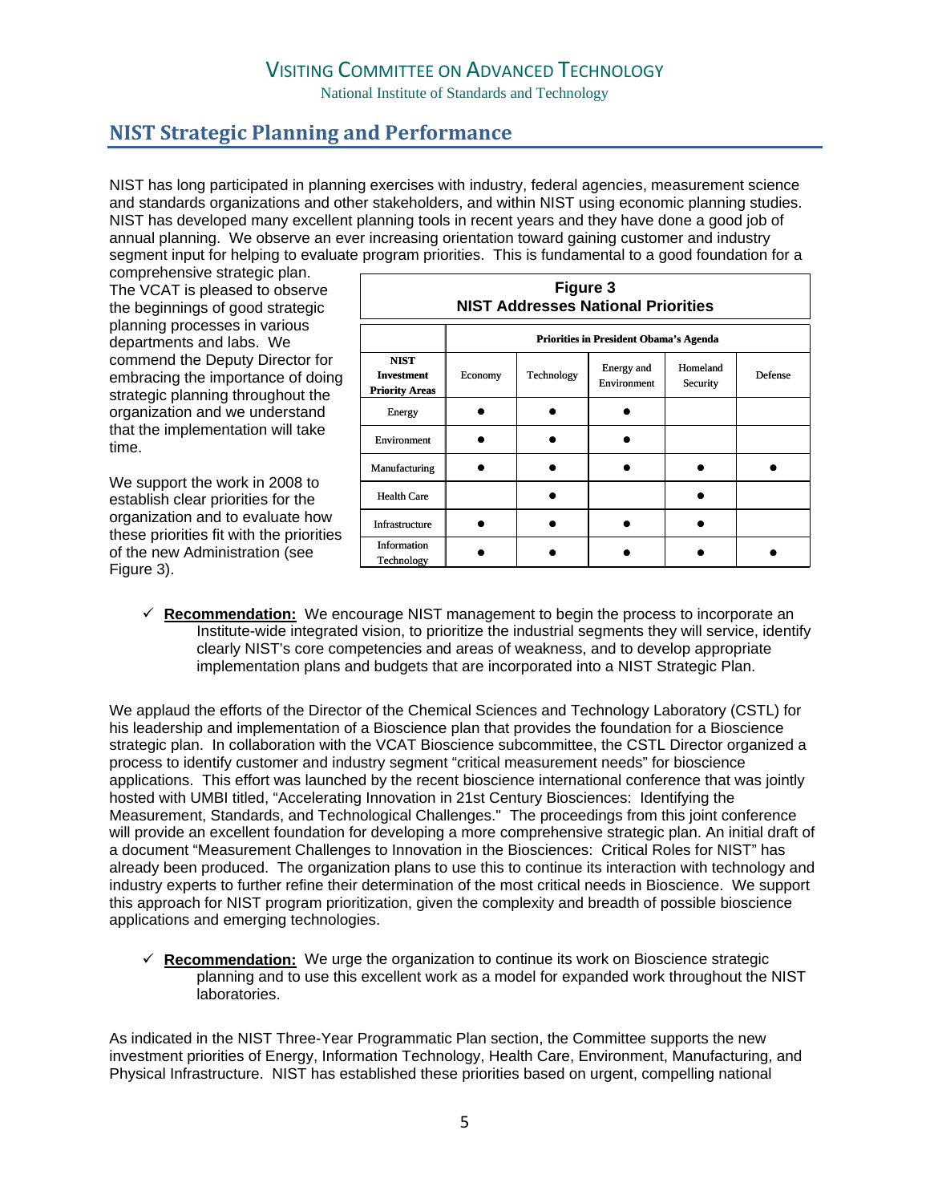## NIST Strategic Planning and Performance

NIST has long participated in planning exercises with industry, federal agencies, measurement science and standards organizations and other stakeholders, and within NIST using economic planning studies. NIST has developed many excellent planning tools in recent years and they have done a good job of annual planning. We observe an ever increasing orientation toward gaining customer and industry segment input for helping to evaluate program priorities. This is fundamental to a good foundation for a comprehensive strategic plan. The VCAT is pleased to observe the beginnings of good strategic planning processes in various departments and labs. We commend the Deputy Director for embracing the importance of doing strategic planning throughout the organization and we understand that the implementation will take time.

We support the work in 2008 to establish clear priorities for the organization and to evaluate how these priorities fit with the priorities of the new Administration (see Figure 3).

**Figure 3**
**NIST Addresses National Priorities**

| | Priorities in President Obama's Agenda | | | | |
|---|---|---|---|---|---|
| **NIST Investment Priority Areas** | Economy | Technology | Energy and Environment | Homeland Security | Defense |
| Energy | ● | ● | ● | | |
| Environment | ● | ● | ● | | |
| Manufacturing | ● | ● | ● | ● | ● |
| Health Care | | ● | | ● | |
| Infrastructure | ● | ● | ● | ● | |
| Information Technology | ● | ● | ● | ● | ● |

- ✓ **Recommendation:** We encourage NIST management to begin the process to incorporate an Institute-wide integrated vision, to prioritize the industrial segments they will service, identify clearly NIST's core competencies and areas of weakness, and to develop appropriate implementation plans and budgets that are incorporated into a NIST Strategic Plan.

We applaud the efforts of the Director of the Chemical Sciences and Technology Laboratory (CSTL) for his leadership and implementation of a Bioscience plan that provides the foundation for a Bioscience strategic plan. In collaboration with the VCAT Bioscience subcommittee, the CSTL Director organized a process to identify customer and industry segment "critical measurement needs" for bioscience applications. This effort was launched by the recent bioscience international conference that was jointly hosted with UMBI titled, "Accelerating Innovation in 21st Century Biosciences: Identifying the Measurement, Standards, and Technological Challenges." The proceedings from this joint conference will provide an excellent foundation for developing a more comprehensive strategic plan. An initial draft of a document "Measurement Challenges to Innovation in the Biosciences: Critical Roles for NIST" has already been produced. The organization plans to use this to continue its interaction with technology and industry experts to further refine their determination of the most critical needs in Bioscience. We support this approach for NIST program prioritization, given the complexity and breadth of possible bioscience applications and emerging technologies.

- ✓ **Recommendation:** We urge the organization to continue its work on Bioscience strategic planning and to use this excellent work as a model for expanded work throughout the NIST laboratories.

As indicated in the NIST Three-Year Programmatic Plan section, the Committee supports the new investment priorities of Energy, Information Technology, Health Care, Environment, Manufacturing, and Physical Infrastructure. NIST has established these priorities based on urgent, compelling national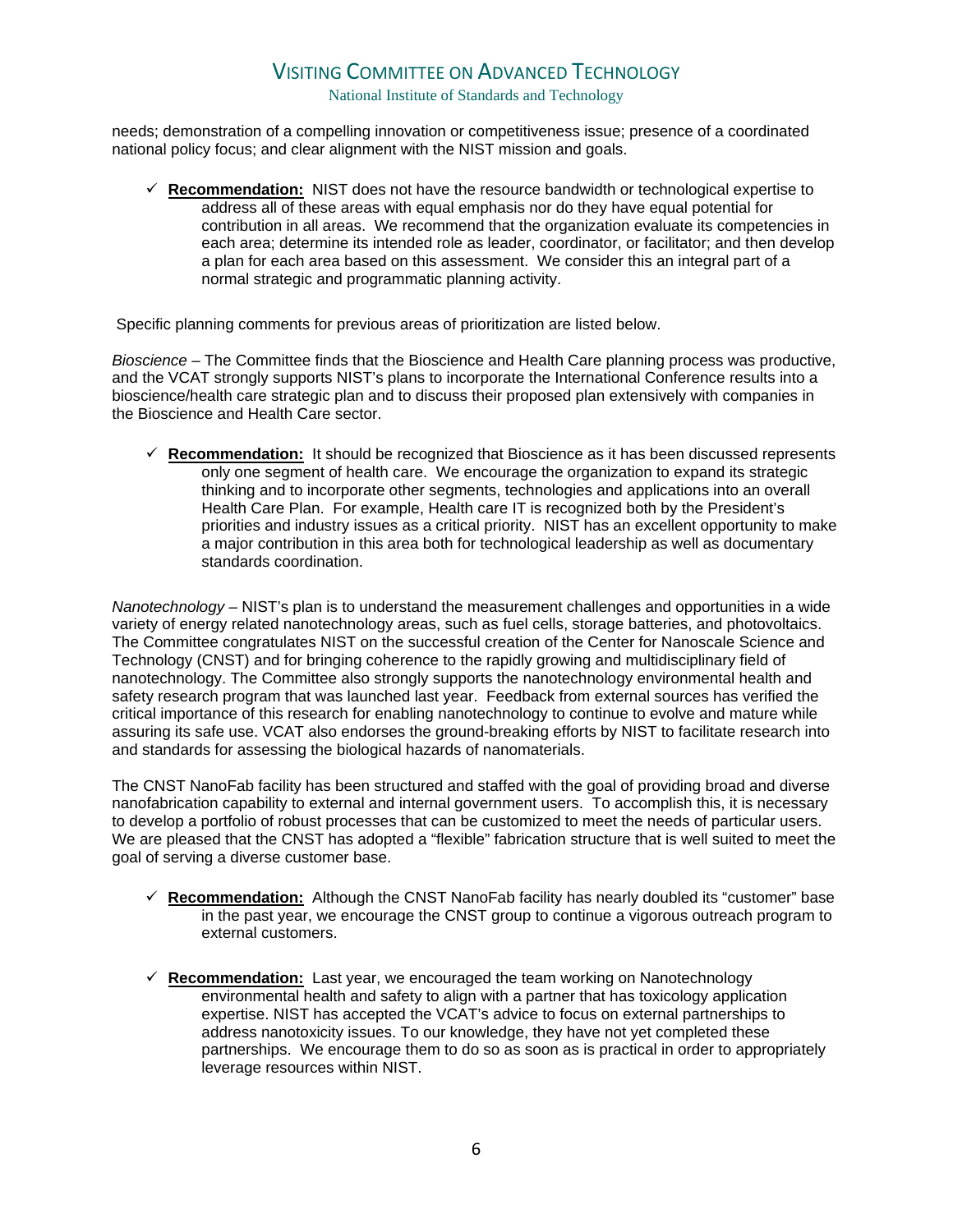needs; demonstration of a compelling innovation or competitiveness issue; presence of a coordinated national policy focus; and clear alignment with the NIST mission and goals.

- ✓ **Recommendation:** NIST does not have the resource bandwidth or technological expertise to address all of these areas with equal emphasis nor do they have equal potential for contribution in all areas. We recommend that the organization evaluate its competencies in each area; determine its intended role as leader, coordinator, or facilitator; and then develop a plan for each area based on this assessment. We consider this an integral part of a normal strategic and programmatic planning activity.

Specific planning comments for previous areas of prioritization are listed below.

*Bioscience* – The Committee finds that the Bioscience and Health Care planning process was productive, and the VCAT strongly supports NIST's plans to incorporate the International Conference results into a bioscience/health care strategic plan and to discuss their proposed plan extensively with companies in the Bioscience and Health Care sector.

- ✓ **Recommendation:** It should be recognized that Bioscience as it has been discussed represents only one segment of health care. We encourage the organization to expand its strategic thinking and to incorporate other segments, technologies and applications into an overall Health Care Plan. For example, Health care IT is recognized both by the President's priorities and industry issues as a critical priority. NIST has an excellent opportunity to make a major contribution in this area both for technological leadership as well as documentary standards coordination.

*Nanotechnology* – NIST's plan is to understand the measurement challenges and opportunities in a wide variety of energy related nanotechnology areas, such as fuel cells, storage batteries, and photovoltaics. The Committee congratulates NIST on the successful creation of the Center for Nanoscale Science and Technology (CNST) and for bringing coherence to the rapidly growing and multidisciplinary field of nanotechnology. The Committee also strongly supports the nanotechnology environmental health and safety research program that was launched last year. Feedback from external sources has verified the critical importance of this research for enabling nanotechnology to continue to evolve and mature while assuring its safe use. VCAT also endorses the ground-breaking efforts by NIST to facilitate research into and standards for assessing the biological hazards of nanomaterials.

The CNST NanoFab facility has been structured and staffed with the goal of providing broad and diverse nanofabrication capability to external and internal government users. To accomplish this, it is necessary to develop a portfolio of robust processes that can be customized to meet the needs of particular users. We are pleased that the CNST has adopted a "flexible" fabrication structure that is well suited to meet the goal of serving a diverse customer base.

- ✓ **Recommendation:** Although the CNST NanoFab facility has nearly doubled its "customer" base in the past year, we encourage the CNST group to continue a vigorous outreach program to external customers.

- ✓ **Recommendation:** Last year, we encouraged the team working on Nanotechnology environmental health and safety to align with a partner that has toxicology application expertise. NIST has accepted the VCAT's advice to focus on external partnerships to address nanotoxicity issues. To our knowledge, they have not yet completed these partnerships. We encourage them to do so as soon as is practical in order to appropriately leverage resources within NIST.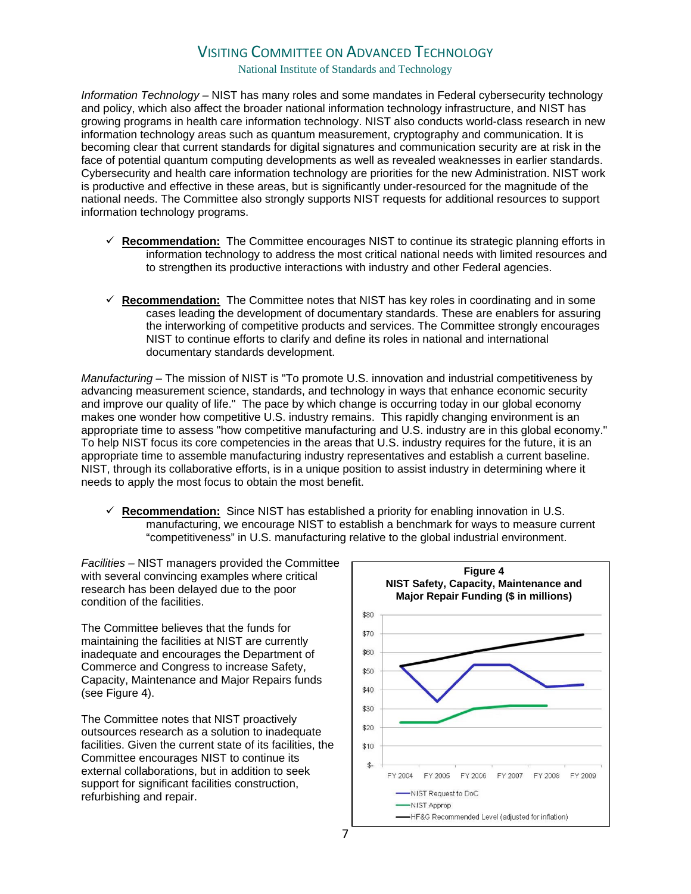*Information Technology* – NIST has many roles and some mandates in Federal cybersecurity technology and policy, which also affect the broader national information technology infrastructure, and NIST has growing programs in health care information technology. NIST also conducts world-class research in new information technology areas such as quantum measurement, cryptography and communication. It is becoming clear that current standards for digital signatures and communication security are at risk in the face of potential quantum computing developments as well as revealed weaknesses in earlier standards. Cybersecurity and health care information technology are priorities for the new Administration. NIST work is productive and effective in these areas, but is significantly under-resourced for the magnitude of the national needs. The Committee also strongly supports NIST requests for additional resources to support information technology programs.

- ✓ **Recommendation:** The Committee encourages NIST to continue its strategic planning efforts in information technology to address the most critical national needs with limited resources and to strengthen its productive interactions with industry and other Federal agencies.

- ✓ **Recommendation:** The Committee notes that NIST has key roles in coordinating and in some cases leading the development of documentary standards. These are enablers for assuring the interworking of competitive products and services. The Committee strongly encourages NIST to continue efforts to clarify and define its roles in national and international documentary standards development.

*Manufacturing* – The mission of NIST is "To promote U.S. innovation and industrial competitiveness by advancing measurement science, standards, and technology in ways that enhance economic security and improve our quality of life." The pace by which change is occurring today in our global economy makes one wonder how competitive U.S. industry remains. This rapidly changing environment is an appropriate time to assess "how competitive manufacturing and U.S. industry are in this global economy." To help NIST focus its core competencies in the areas that U.S. industry requires for the future, it is an appropriate time to assemble manufacturing industry representatives and establish a current baseline. NIST, through its collaborative efforts, is in a unique position to assist industry in determining where it needs to apply the most focus to obtain the most benefit.

- ✓ **Recommendation:** Since NIST has established a priority for enabling innovation in U.S. manufacturing, we encourage NIST to establish a benchmark for ways to measure current "competitiveness" in U.S. manufacturing relative to the global industrial environment.

*Facilities* – NIST managers provided the Committee with several convincing examples where critical research has been delayed due to the poor condition of the facilities.

The Committee believes that the funds for maintaining the facilities at NIST are currently inadequate and encourages the Department of Commerce and Congress to increase Safety, Capacity, Maintenance and Major Repairs funds (see Figure 4).

The Committee notes that NIST proactively outsources research as a solution to inadequate facilities. Given the current state of its facilities, the Committee encourages NIST to continue its external collaborations, but in addition to seek support for significant facilities construction, refurbishing and repair.

**Figure 4**
**NIST Safety, Capacity, Maintenance and Major Repair Funding ($ in millions)**

$80
$70
$60
$50
$40
$30
$20
$10
$-

FY 2004 FY 2005 FY 2006 FY 2007 FY 2008 FY 2009

NIST Request to DoC
NIST Approp
HF&G Recommended Level (adjusted for inflation)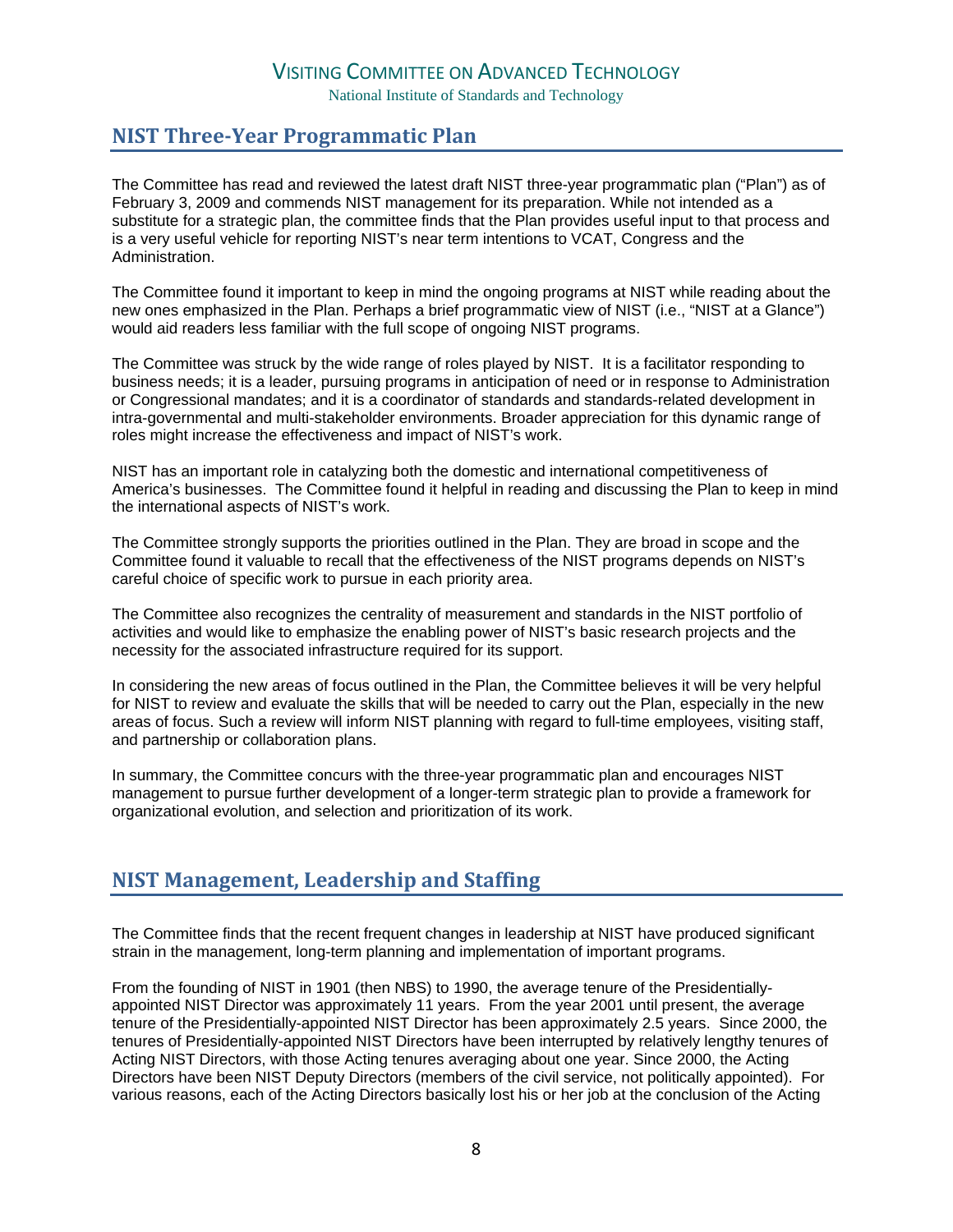## NIST Three-Year Programmatic Plan

The Committee has read and reviewed the latest draft NIST three-year programmatic plan ("Plan") as of February 3, 2009 and commends NIST management for its preparation. While not intended as a substitute for a strategic plan, the committee finds that the Plan provides useful input to that process and is a very useful vehicle for reporting NIST's near term intentions to VCAT, Congress and the Administration.

The Committee found it important to keep in mind the ongoing programs at NIST while reading about the new ones emphasized in the Plan. Perhaps a brief programmatic view of NIST (i.e., "NIST at a Glance") would aid readers less familiar with the full scope of ongoing NIST programs.

The Committee was struck by the wide range of roles played by NIST. It is a facilitator responding to business needs; it is a leader, pursuing programs in anticipation of need or in response to Administration or Congressional mandates; and it is a coordinator of standards and standards-related development in intra-governmental and multi-stakeholder environments. Broader appreciation for this dynamic range of roles might increase the effectiveness and impact of NIST's work.

NIST has an important role in catalyzing both the domestic and international competitiveness of America's businesses. The Committee found it helpful in reading and discussing the Plan to keep in mind the international aspects of NIST's work.

The Committee strongly supports the priorities outlined in the Plan. They are broad in scope and the Committee found it valuable to recall that the effectiveness of the NIST programs depends on NIST's careful choice of specific work to pursue in each priority area.

The Committee also recognizes the centrality of measurement and standards in the NIST portfolio of activities and would like to emphasize the enabling power of NIST's basic research projects and the necessity for the associated infrastructure required for its support.

In considering the new areas of focus outlined in the Plan, the Committee believes it will be very helpful for NIST to review and evaluate the skills that will be needed to carry out the Plan, especially in the new areas of focus. Such a review will inform NIST planning with regard to full-time employees, visiting staff, and partnership or collaboration plans.

In summary, the Committee concurs with the three-year programmatic plan and encourages NIST management to pursue further development of a longer-term strategic plan to provide a framework for organizational evolution, and selection and prioritization of its work.

## NIST Management, Leadership and Staffing

The Committee finds that the recent frequent changes in leadership at NIST have produced significant strain in the management, long-term planning and implementation of important programs.

From the founding of NIST in 1901 (then NBS) to 1990, the average tenure of the Presidentially-appointed NIST Director was approximately 11 years. From the year 2001 until present, the average tenure of the Presidentially-appointed NIST Director has been approximately 2.5 years. Since 2000, the tenures of Presidentially-appointed NIST Directors have been interrupted by relatively lengthy tenures of Acting NIST Directors, with those Acting tenures averaging about one year. Since 2000, the Acting Directors have been NIST Deputy Directors (members of the civil service, not politically appointed). For various reasons, each of the Acting Directors basically lost his or her job at the conclusion of the Acting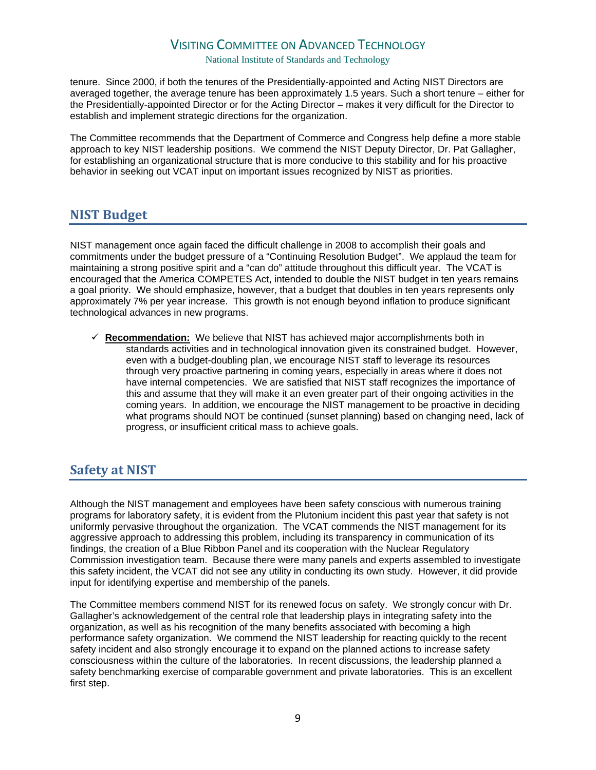tenure. Since 2000, if both the tenures of the Presidentially-appointed and Acting NIST Directors are averaged together, the average tenure has been approximately 1.5 years. Such a short tenure – either for the Presidentially-appointed Director or for the Acting Director – makes it very difficult for the Director to establish and implement strategic directions for the organization.

The Committee recommends that the Department of Commerce and Congress help define a more stable approach to key NIST leadership positions. We commend the NIST Deputy Director, Dr. Pat Gallagher, for establishing an organizational structure that is more conducive to this stability and for his proactive behavior in seeking out VCAT input on important issues recognized by NIST as priorities.

## NIST Budget

NIST management once again faced the difficult challenge in 2008 to accomplish their goals and commitments under the budget pressure of a "Continuing Resolution Budget". We applaud the team for maintaining a strong positive spirit and a "can do" attitude throughout this difficult year. The VCAT is encouraged that the America COMPETES Act, intended to double the NIST budget in ten years remains a goal priority. We should emphasize, however, that a budget that doubles in ten years represents only approximately 7% per year increase. This growth is not enough beyond inflation to produce significant technological advances in new programs.

- ✓ **Recommendation:** We believe that NIST has achieved major accomplishments both in standards activities and in technological innovation given its constrained budget. However, even with a budget-doubling plan, we encourage NIST staff to leverage its resources through very proactive partnering in coming years, especially in areas where it does not have internal competencies. We are satisfied that NIST staff recognizes the importance of this and assume that they will make it an even greater part of their ongoing activities in the coming years. In addition, we encourage the NIST management to be proactive in deciding what programs should NOT be continued (sunset planning) based on changing need, lack of progress, or insufficient critical mass to achieve goals.

## Safety at NIST

Although the NIST management and employees have been safety conscious with numerous training programs for laboratory safety, it is evident from the Plutonium incident this past year that safety is not uniformly pervasive throughout the organization. The VCAT commends the NIST management for its aggressive approach to addressing this problem, including its transparency in communication of its findings, the creation of a Blue Ribbon Panel and its cooperation with the Nuclear Regulatory Commission investigation team. Because there were many panels and experts assembled to investigate this safety incident, the VCAT did not see any utility in conducting its own study. However, it did provide input for identifying expertise and membership of the panels.

The Committee members commend NIST for its renewed focus on safety. We strongly concur with Dr. Gallagher's acknowledgement of the central role that leadership plays in integrating safety into the organization, as well as his recognition of the many benefits associated with becoming a high performance safety organization. We commend the NIST leadership for reacting quickly to the recent safety incident and also strongly encourage it to expand on the planned actions to increase safety consciousness within the culture of the laboratories. In recent discussions, the leadership planned a safety benchmarking exercise of comparable government and private laboratories. This is an excellent first step.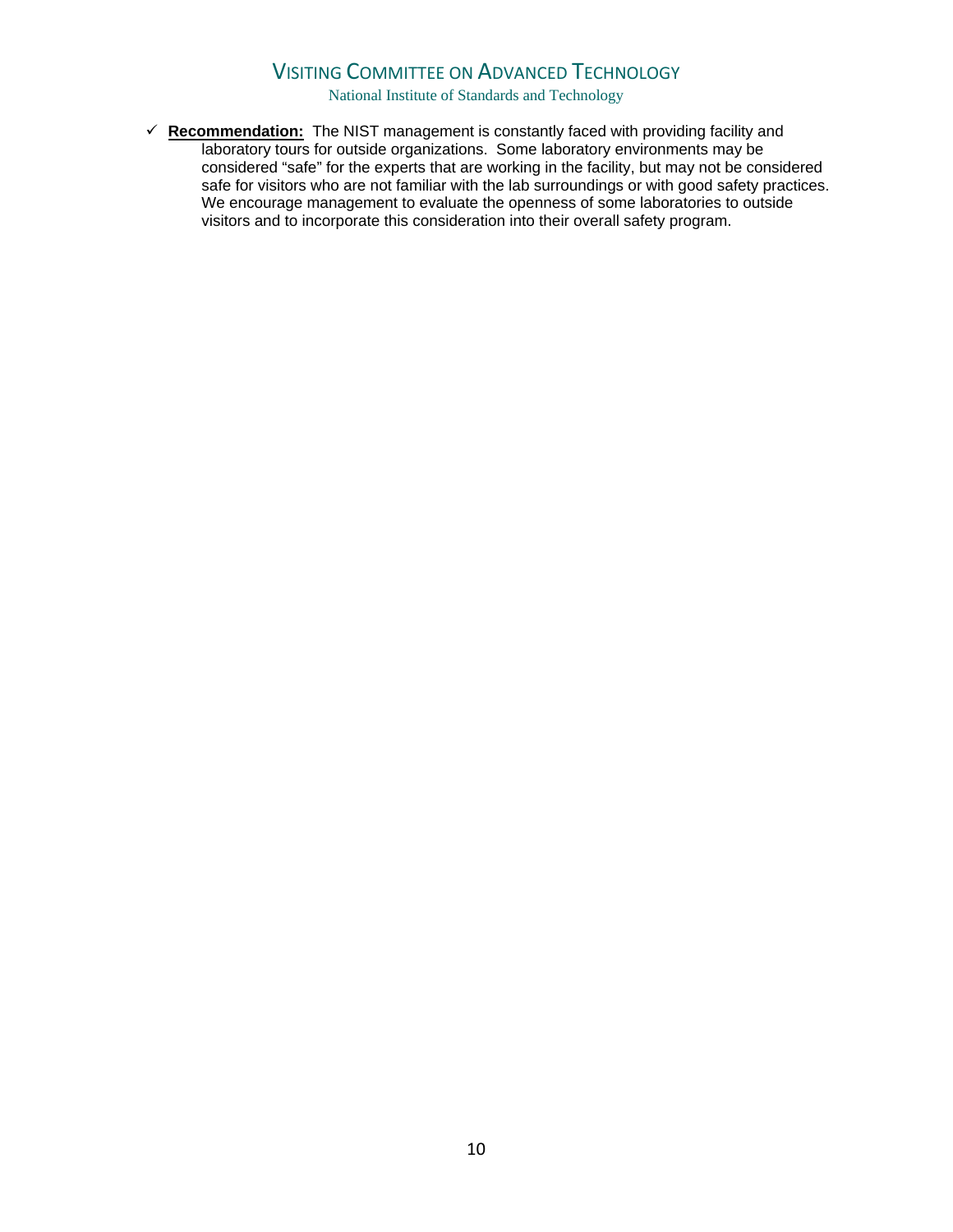- ✓ **Recommendation:** The NIST management is constantly faced with providing facility and laboratory tours for outside organizations. Some laboratory environments may be considered "safe" for the experts that are working in the facility, but may not be considered safe for visitors who are not familiar with the lab surroundings or with good safety practices. We encourage management to evaluate the openness of some laboratories to outside visitors and to incorporate this consideration into their overall safety program.